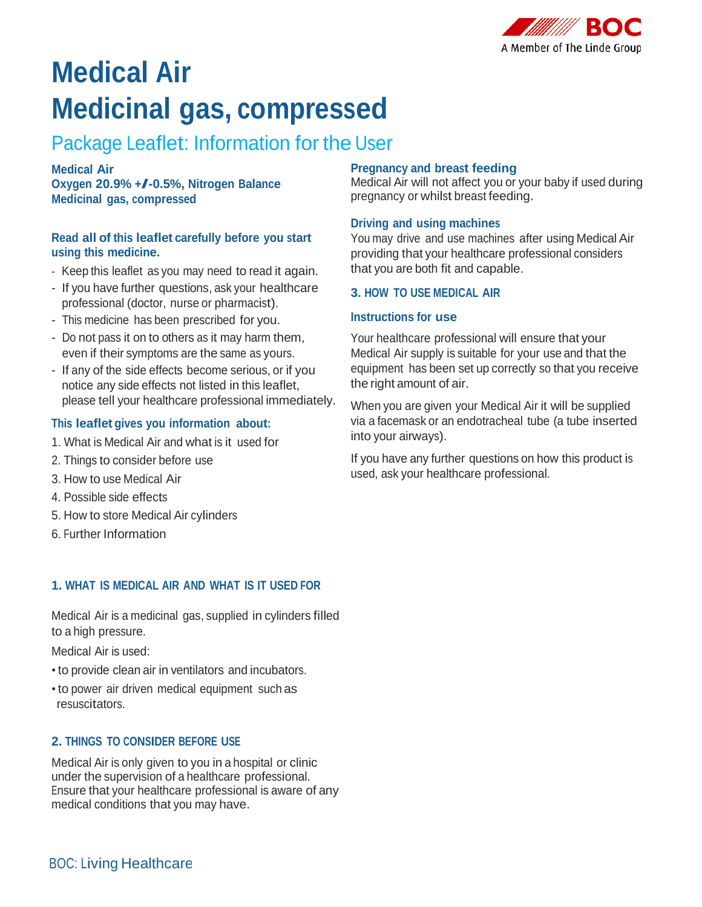BOC
A Member of The Linde Group

# Medical Air
# Medicinal gas, compressed

## Package Leaflet: Information for the User

**Medical Air**
**Oxygen 20.9% +/-0.5%, Nitrogen Balance**
**Medicinal gas, compressed**

**Read all of this leaflet carefully before you start using this medicine.**

- Keep this leaflet as you may need to read it again.
- If you have further questions, ask your healthcare professional (doctor, nurse or pharmacist).
- This medicine has been prescribed for you.
- Do not pass it on to others as it may harm them, even if their symptoms are the same as yours.
- If any of the side effects become serious, or if you notice any side effects not listed in this leaflet, please tell your healthcare professional immediately.

**This leaflet gives you information about:**

1. What is Medical Air and what is it used for
2. Things to consider before use
3. How to use Medical Air
4. Possible side effects
5. How to store Medical Air cylinders
6. Further Information

### 1. WHAT IS MEDICAL AIR AND WHAT IS IT USED FOR

Medical Air is a medicinal gas, supplied in cylinders filled to a high pressure.

Medical Air is used:

• to provide clean air in ventilators and incubators.

• to power air driven medical equipment such as resuscitators.

### 2. THINGS TO CONSIDER BEFORE USE

Medical Air is only given to you in a hospital or clinic under the supervision of a healthcare professional. Ensure that your healthcare professional is aware of any medical conditions that you may have.

#### Pregnancy and breast feeding

Medical Air will not affect you or your baby if used during pregnancy or whilst breast feeding.

#### Driving and using machines

You may drive and use machines after using Medical Air providing that your healthcare professional considers that you are both fit and capable.

### 3. HOW TO USE MEDICAL AIR

#### Instructions for use

Your healthcare professional will ensure that your Medical Air supply is suitable for your use and that the equipment has been set up correctly so that you receive the right amount of air.

When you are given your Medical Air it will be supplied via a facemask or an endotracheal tube (a tube inserted into your airways).

If you have any further questions on how this product is used, ask your healthcare professional.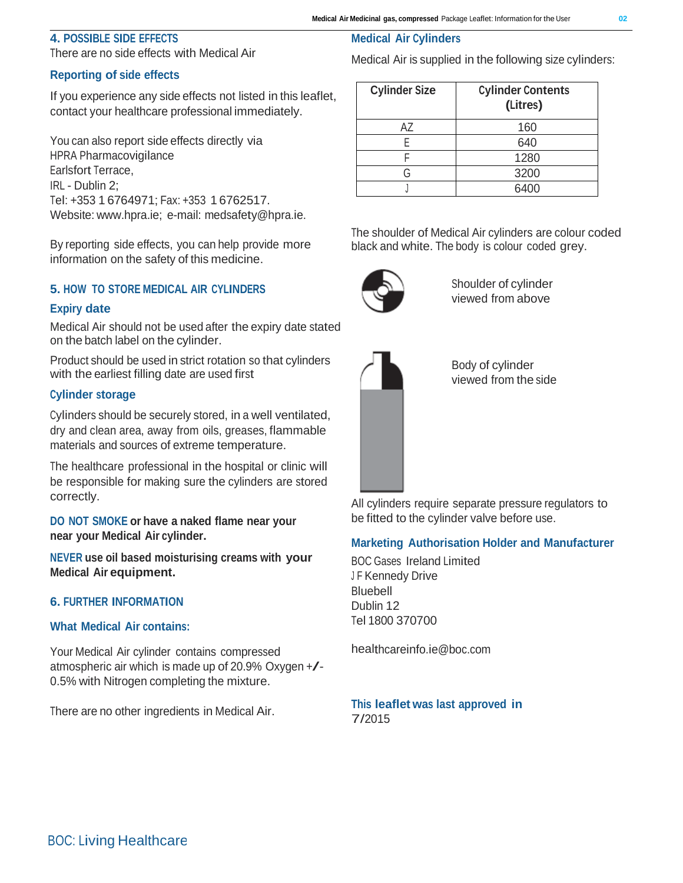## 4. POSSIBLE SIDE EFFECTS

There are no side effects with Medical Air

### Reporting of side effects

If you experience any side effects not listed in this leaflet, contact your healthcare professional immediately.

You can also report side effects directly via
HPRA Pharmacovigilance
Earlsfort Terrace,
IRL - Dublin 2;
Tel: +353 1 6764971; Fax: +353 1 6762517.
Website: www.hpra.ie; e-mail: medsafety@hpra.ie.

By reporting side effects, you can help provide more information on the safety of this medicine.

## 5. HOW TO STORE MEDICAL AIR CYLINDERS

### Expiry date

Medical Air should not be used after the expiry date stated on the batch label on the cylinder.

Product should be used in strict rotation so that cylinders with the earliest filling date are used first

### Cylinder storage

Cylinders should be securely stored, in a well ventilated, dry and clean area, away from oils, greases, flammable materials and sources of extreme temperature.

The healthcare professional in the hospital or clinic will be responsible for making sure the cylinders are stored correctly.

**DO NOT SMOKE or have a naked flame near your near your Medical Air cylinder.**

**NEVER use oil based moisturising creams with your Medical Air equipment.**

## 6. FURTHER INFORMATION

### What Medical Air contains:

Your Medical Air cylinder contains compressed atmospheric air which is made up of 20.9% Oxygen +/- 0.5% with Nitrogen completing the mixture.

There are no other ingredients in Medical Air.

### Medical Air Cylinders

Medical Air is supplied in the following size cylinders:

| Cylinder Size | Cylinder Contents (Litres) |
|---|---|
| AZ | 160 |
| E | 640 |
| F | 1280 |
| G | 3200 |
| J | 6400 |

The shoulder of Medical Air cylinders are colour coded black and white. The body is colour coded grey.

Shoulder of cylinder viewed from above

Body of cylinder viewed from the side

All cylinders require separate pressure regulators to be fitted to the cylinder valve before use.

### Marketing Authorisation Holder and Manufacturer

BOC Gases Ireland Limited
J F Kennedy Drive
Bluebell
Dublin 12
Tel 1800 370700

healthcareinfo.ie@boc.com

### This leaflet was last approved in

7/2015

BOC: Living Healthcare